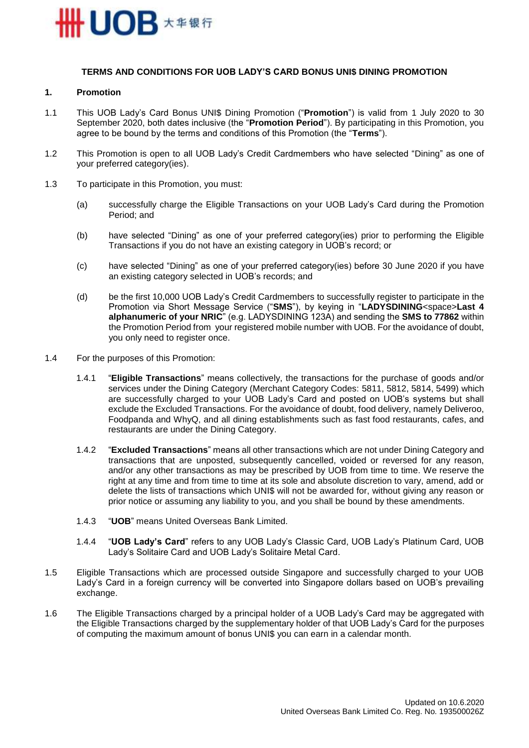**TERMS AND CONDITIONS FOR UOB LADY'S CARD BONUS UNI$ DINING PROMOTION**

**1. Promotion**

1.1 This UOB Lady's Card Bonus UNI$ Dining Promotion ("**Promotion**") is valid from 1 July 2020 to 30 September 2020, both dates inclusive (the "**Promotion Period**"). By participating in this Promotion, you agree to be bound by the terms and conditions of this Promotion (the "**Terms**").

1.2 This Promotion is open to all UOB Lady's Credit Cardmembers who have selected "Dining" as one of your preferred category(ies).

1.3 To participate in this Promotion, you must:

(a) successfully charge the Eligible Transactions on your UOB Lady's Card during the Promotion Period; and

(b) have selected "Dining" as one of your preferred category(ies) prior to performing the Eligible Transactions if you do not have an existing category in UOB's record; or

(c) have selected "Dining" as one of your preferred category(ies) before 30 June 2020 if you have an existing category selected in UOB's records; and

(d) be the first 10,000 UOB Lady's Credit Cardmembers to successfully register to participate in the Promotion via Short Message Service ("**SMS**"), by keying in "**LADYSDINING**<space>**Last 4 alphanumeric of your NRIC**" (e.g. LADYSDINING 123A) and sending the **SMS to 77862** within the Promotion Period from your registered mobile number with UOB. For the avoidance of doubt, you only need to register once.

1.4 For the purposes of this Promotion:

1.4.1 "**Eligible Transactions**" means collectively, the transactions for the purchase of goods and/or services under the Dining Category (Merchant Category Codes: 5811, 5812, 5814, 5499) which are successfully charged to your UOB Lady's Card and posted on UOB's systems but shall exclude the Excluded Transactions. For the avoidance of doubt, food delivery, namely Deliveroo, Foodpanda and WhyQ, and all dining establishments such as fast food restaurants, cafes, and restaurants are under the Dining Category.

1.4.2 "**Excluded Transactions**" means all other transactions which are not under Dining Category and transactions that are unposted, subsequently cancelled, voided or reversed for any reason, and/or any other transactions as may be prescribed by UOB from time to time. We reserve the right at any time and from time to time at its sole and absolute discretion to vary, amend, add or delete the lists of transactions which UNI$ will not be awarded for, without giving any reason or prior notice or assuming any liability to you, and you shall be bound by these amendments.

1.4.3 "**UOB**" means United Overseas Bank Limited.

1.4.4 "**UOB Lady's Card**" refers to any UOB Lady's Classic Card, UOB Lady's Platinum Card, UOB Lady's Solitaire Card and UOB Lady's Solitaire Metal Card.

1.5 Eligible Transactions which are processed outside Singapore and successfully charged to your UOB Lady's Card in a foreign currency will be converted into Singapore dollars based on UOB's prevailing exchange.

1.6 The Eligible Transactions charged by a principal holder of a UOB Lady's Card may be aggregated with the Eligible Transactions charged by the supplementary holder of that UOB Lady's Card for the purposes of computing the maximum amount of bonus UNI$ you can earn in a calendar month.

Updated on 10.6.2020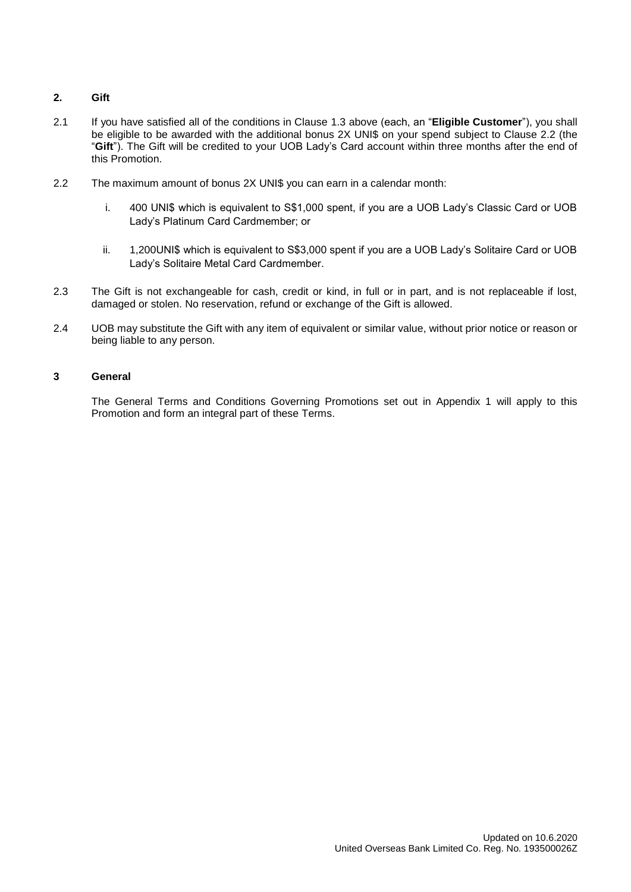## 2. Gift

2.1 If you have satisfied all of the conditions in Clause 1.3 above (each, an "**Eligible Customer**"), you shall be eligible to be awarded with the additional bonus 2X UNI$ on your spend subject to Clause 2.2 (the "**Gift**"). The Gift will be credited to your UOB Lady's Card account within three months after the end of this Promotion.

2.2 The maximum amount of bonus 2X UNI$ you can earn in a calendar month:

i. 400 UNI$ which is equivalent to S$1,000 spent, if you are a UOB Lady's Classic Card or UOB Lady's Platinum Card Cardmember; or

ii. 1,200UNI$ which is equivalent to S$3,000 spent if you are a UOB Lady's Solitaire Card or UOB Lady's Solitaire Metal Card Cardmember.

2.3 The Gift is not exchangeable for cash, credit or kind, in full or in part, and is not replaceable if lost, damaged or stolen. No reservation, refund or exchange of the Gift is allowed.

2.4 UOB may substitute the Gift with any item of equivalent or similar value, without prior notice or reason or being liable to any person.

## 3 General

The General Terms and Conditions Governing Promotions set out in Appendix 1 will apply to this Promotion and form an integral part of these Terms.

Updated on 10.6.2020
United Overseas Bank Limited Co. Reg. No. 193500026Z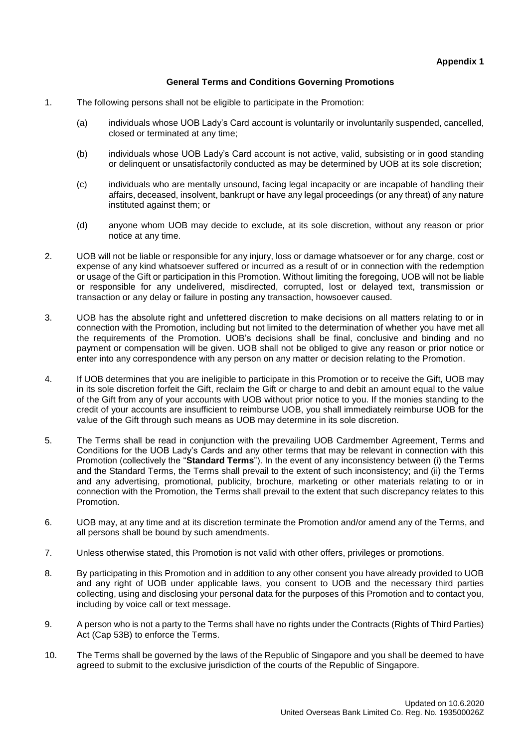**Appendix 1**

**General Terms and Conditions Governing Promotions**

1. The following persons shall not be eligible to participate in the Promotion:

    (a) individuals whose UOB Lady's Card account is voluntarily or involuntarily suspended, cancelled, closed or terminated at any time;

    (b) individuals whose UOB Lady's Card account is not active, valid, subsisting or in good standing or delinquent or unsatisfactorily conducted as may be determined by UOB at its sole discretion;

    (c) individuals who are mentally unsound, facing legal incapacity or are incapable of handling their affairs, deceased, insolvent, bankrupt or have any legal proceedings (or any threat) of any nature instituted against them; or

    (d) anyone whom UOB may decide to exclude, at its sole discretion, without any reason or prior notice at any time.

2. UOB will not be liable or responsible for any injury, loss or damage whatsoever or for any charge, cost or expense of any kind whatsoever suffered or incurred as a result of or in connection with the redemption or usage of the Gift or participation in this Promotion. Without limiting the foregoing, UOB will not be liable or responsible for any undelivered, misdirected, corrupted, lost or delayed text, transmission or transaction or any delay or failure in posting any transaction, howsoever caused.

3. UOB has the absolute right and unfettered discretion to make decisions on all matters relating to or in connection with the Promotion, including but not limited to the determination of whether you have met all the requirements of the Promotion. UOB's decisions shall be final, conclusive and binding and no payment or compensation will be given. UOB shall not be obliged to give any reason or prior notice or enter into any correspondence with any person on any matter or decision relating to the Promotion.

4. If UOB determines that you are ineligible to participate in this Promotion or to receive the Gift, UOB may in its sole discretion forfeit the Gift, reclaim the Gift or charge to and debit an amount equal to the value of the Gift from any of your accounts with UOB without prior notice to you. If the monies standing to the credit of your accounts are insufficient to reimburse UOB, you shall immediately reimburse UOB for the value of the Gift through such means as UOB may determine in its sole discretion.

5. The Terms shall be read in conjunction with the prevailing UOB Cardmember Agreement, Terms and Conditions for the UOB Lady's Cards and any other terms that may be relevant in connection with this Promotion (collectively the "**Standard Terms**"). In the event of any inconsistency between (i) the Terms and the Standard Terms, the Terms shall prevail to the extent of such inconsistency; and (ii) the Terms and any advertising, promotional, publicity, brochure, marketing or other materials relating to or in connection with the Promotion, the Terms shall prevail to the extent that such discrepancy relates to this Promotion.

6. UOB may, at any time and at its discretion terminate the Promotion and/or amend any of the Terms, and all persons shall be bound by such amendments.

7. Unless otherwise stated, this Promotion is not valid with other offers, privileges or promotions.

8. By participating in this Promotion and in addition to any other consent you have already provided to UOB and any right of UOB under applicable laws, you consent to UOB and the necessary third parties collecting, using and disclosing your personal data for the purposes of this Promotion and to contact you, including by voice call or text message.

9. A person who is not a party to the Terms shall have no rights under the Contracts (Rights of Third Parties) Act (Cap 53B) to enforce the Terms.

10. The Terms shall be governed by the laws of the Republic of Singapore and you shall be deemed to have agreed to submit to the exclusive jurisdiction of the courts of the Republic of Singapore.

Updated on 10.6.2020
United Overseas Bank Limited Co. Reg. No. 193500026Z